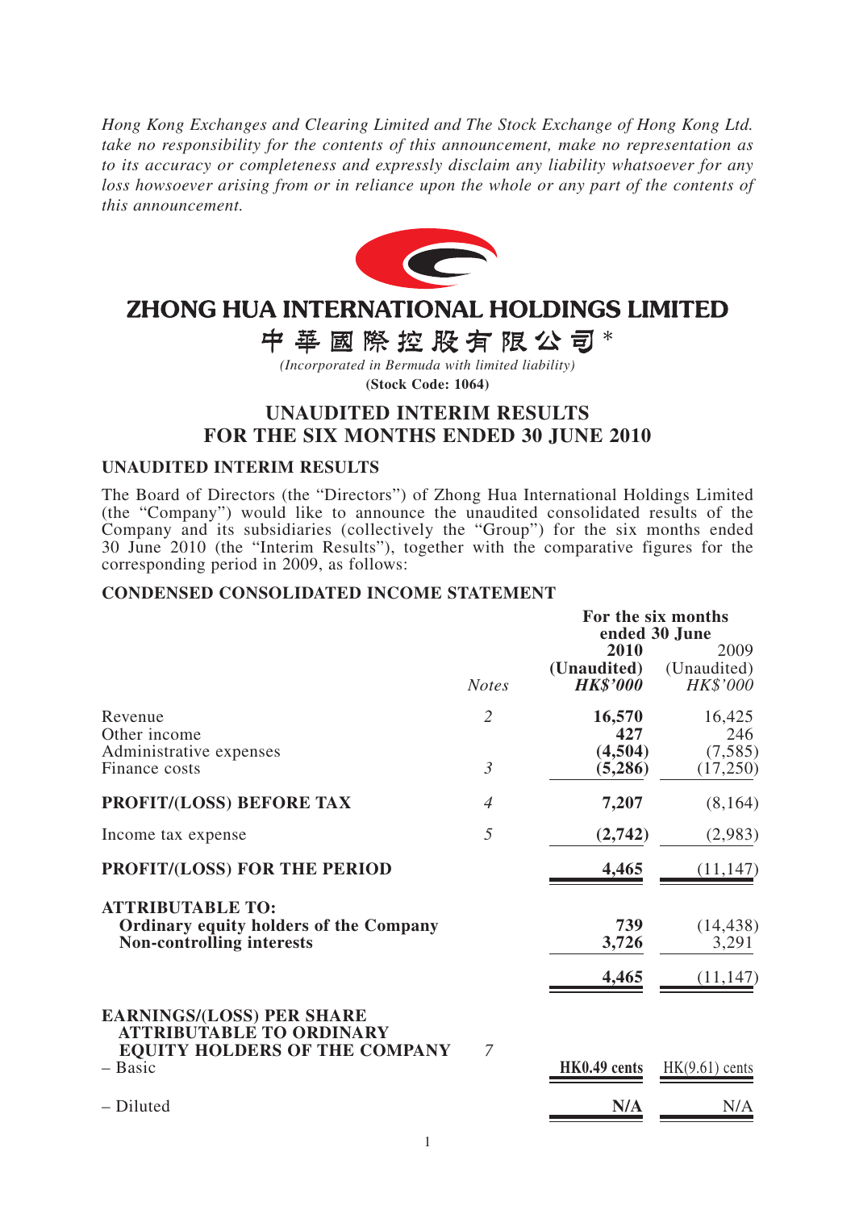*Hong Kong Exchanges and Clearing Limited and The Stock Exchange of Hong Kong Ltd. take no responsibility for the contents of this announcement, make no representation as to its accuracy or completeness and expressly disclaim any liability whatsoever for any loss howsoever arising from or in reliance upon the whole or any part of the contents of this announcement.*

# ZHONG HUA INTERNATIONAL HOLDINGS LIMITED

# 中華國際控股有限公司*

*(Incorporated in Bermuda with limited liability)*

**(Stock Code: 1064)**

## UNAUDITED INTERIM RESULTS FOR THE SIX MONTHS ENDED 30 JUNE 2010

### UNAUDITED INTERIM RESULTS

The Board of Directors (the "Directors") of Zhong Hua International Holdings Limited (the "Company") would like to announce the unaudited consolidated results of the Company and its subsidiaries (collectively the "Group") for the six months ended 30 June 2010 (the "Interim Results"), together with the comparative figures for the corresponding period in 2009, as follows:

### CONDENSED CONSOLIDATED INCOME STATEMENT

| | | For the six months ended 30 June | |
|---|---|---|---|
| | | **2010** | 2009 |
| | | **(Unaudited)** | (Unaudited) |
| | *Notes* | ***HK$'000*** | *HK$'000* |
| Revenue | *2* | **16,570** | 16,425 |
| Other income | | **427** | 246 |
| Administrative expenses | | **(4,504)** | (7,585) |
| Finance costs | *3* | **(5,286)** | (17,250) |
| **PROFIT/(LOSS) BEFORE TAX** | *4* | **7,207** | (8,164) |
| Income tax expense | *5* | **(2,742)** | (2,983) |
| **PROFIT/(LOSS) FOR THE PERIOD** | | **4,465** | (11,147) |
| **ATTRIBUTABLE TO:** | | | |
| **Ordinary equity holders of the Company** | | **739** | (14,438) |
| **Non-controlling interests** | | **3,726** | 3,291 |
| | | **4,465** | (11,147) |
| **EARNINGS/(LOSS) PER SHARE ATTRIBUTABLE TO ORDINARY EQUITY HOLDERS OF THE COMPANY** | *7* | | |
| – Basic | | **HK0.49 cents** | HK(9.61) cents |
| – Diluted | | **N/A** | N/A |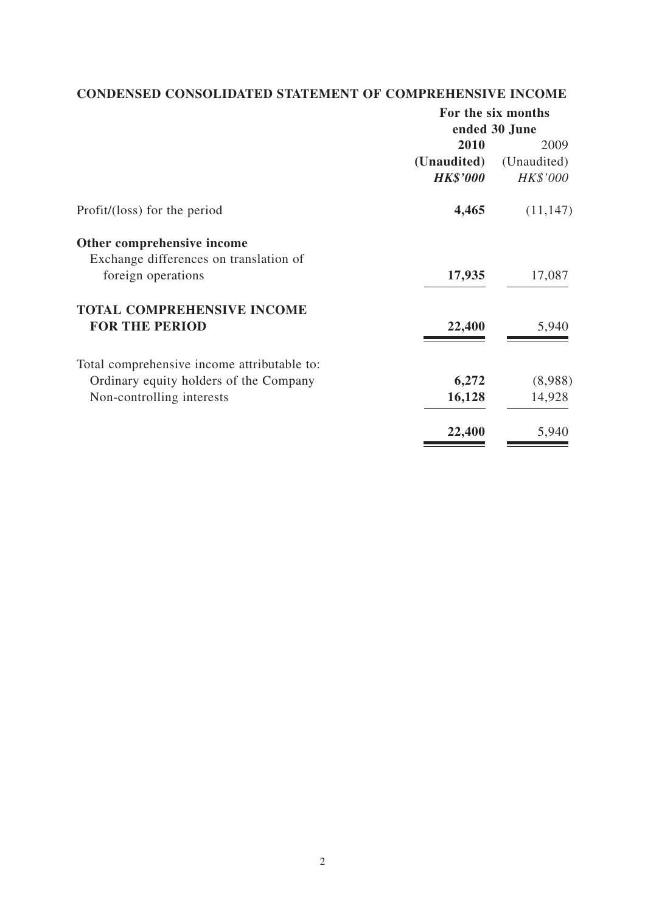## CONDENSED CONSOLIDATED STATEMENT OF COMPREHENSIVE INCOME

| | For the six months ended 30 June | |
|---|---|---|
| | **2010** | 2009 |
| | **(Unaudited)** | (Unaudited) |
| | ***HK$'000*** | *HK$'000* |
| Profit/(loss) for the period | **4,465** | (11,147) |
| **Other comprehensive income** | | |
| Exchange differences on translation of foreign operations | **17,935** | 17,087 |
| **TOTAL COMPREHENSIVE INCOME FOR THE PERIOD** | **22,400** | 5,940 |
| Total comprehensive income attributable to: | | |
| Ordinary equity holders of the Company | **6,272** | (8,988) |
| Non-controlling interests | **16,128** | 14,928 |
| | **22,400** | 5,940 |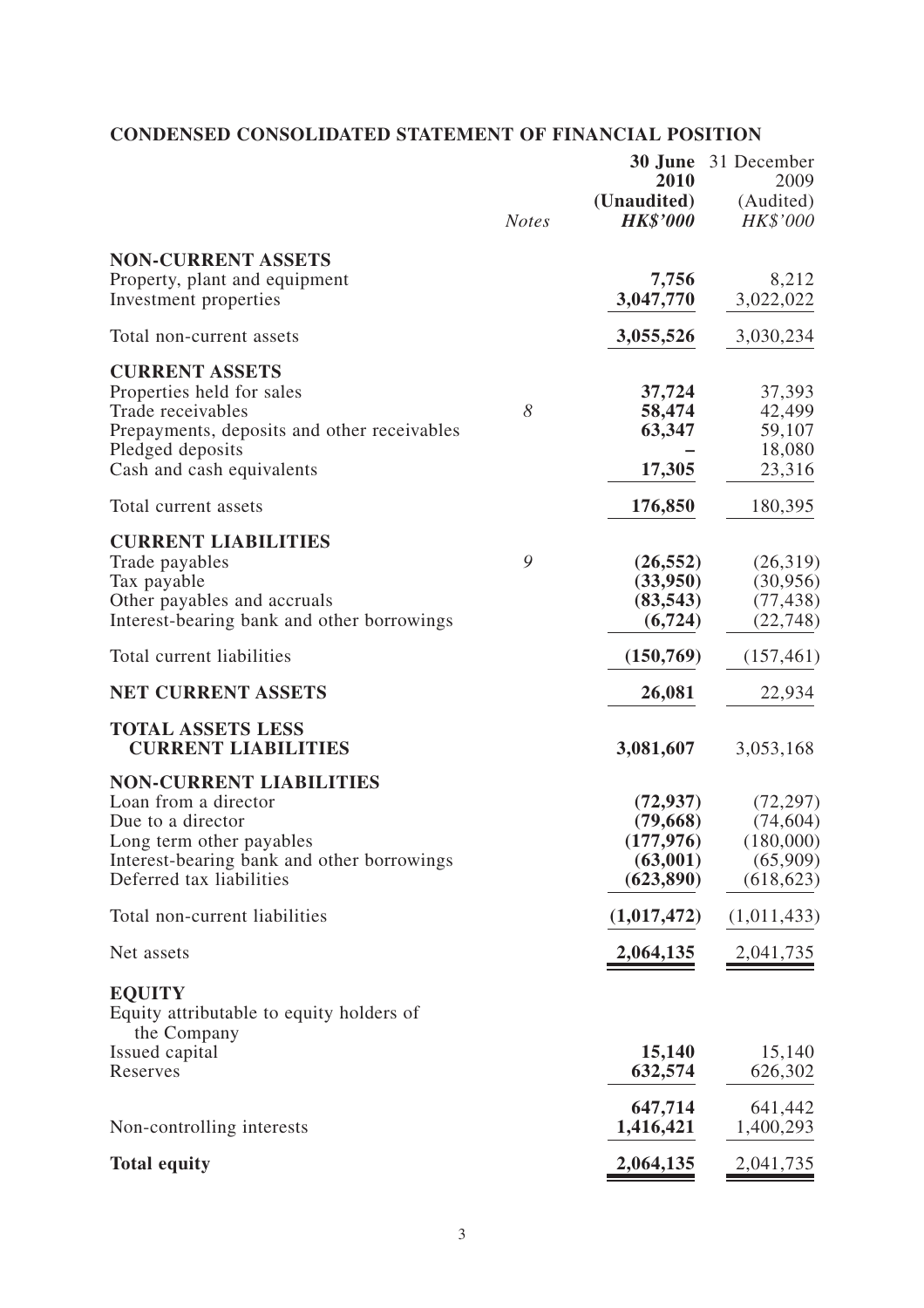## CONDENSED CONSOLIDATED STATEMENT OF FINANCIAL POSITION

| | *Notes* | **30 June 2010 (Unaudited) *HK$'000*** | 31 December 2009 (Audited) *HK$'000* |
|---|---|---|---|
| **NON-CURRENT ASSETS** | | | |
| Property, plant and equipment | | **7,756** | 8,212 |
| Investment properties | | **3,047,770** | 3,022,022 |
| Total non-current assets | | **3,055,526** | 3,030,234 |
| **CURRENT ASSETS** | | | |
| Properties held for sales | | **37,724** | 37,393 |
| Trade receivables | *8* | **58,474** | 42,499 |
| Prepayments, deposits and other receivables | | **63,347** | 59,107 |
| Pledged deposits | | **–** | 18,080 |
| Cash and cash equivalents | | **17,305** | 23,316 |
| Total current assets | | **176,850** | 180,395 |
| **CURRENT LIABILITIES** | | | |
| Trade payables | *9* | **(26,552)** | (26,319) |
| Tax payable | | **(33,950)** | (30,956) |
| Other payables and accruals | | **(83,543)** | (77,438) |
| Interest-bearing bank and other borrowings | | **(6,724)** | (22,748) |
| Total current liabilities | | **(150,769)** | (157,461) |
| **NET CURRENT ASSETS** | | **26,081** | 22,934 |
| **TOTAL ASSETS LESS CURRENT LIABILITIES** | | **3,081,607** | 3,053,168 |
| **NON-CURRENT LIABILITIES** | | | |
| Loan from a director | | **(72,937)** | (72,297) |
| Due to a director | | **(79,668)** | (74,604) |
| Long term other payables | | **(177,976)** | (180,000) |
| Interest-bearing bank and other borrowings | | **(63,001)** | (65,909) |
| Deferred tax liabilities | | **(623,890)** | (618,623) |
| Total non-current liabilities | | **(1,017,472)** | (1,011,433) |
| Net assets | | **2,064,135** | 2,041,735 |
| **EQUITY** | | | |
| Equity attributable to equity holders of the Company | | | |
| Issued capital | | **15,140** | 15,140 |
| Reserves | | **632,574** | 626,302 |
| | | **647,714** | 641,442 |
| Non-controlling interests | | **1,416,421** | 1,400,293 |
| **Total equity** | | **2,064,135** | 2,041,735 |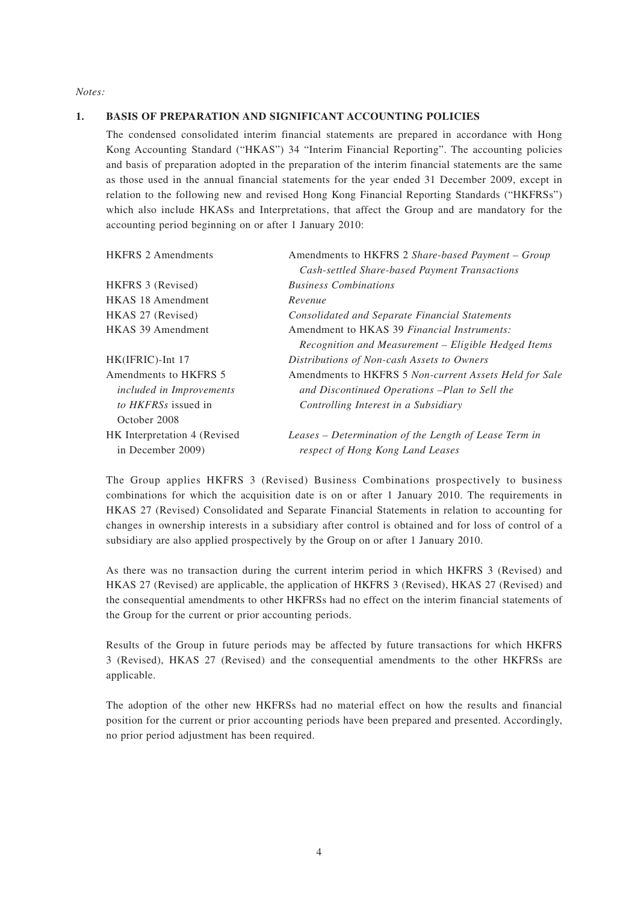*Notes:*

**1. BASIS OF PREPARATION AND SIGNIFICANT ACCOUNTING POLICIES**

The condensed consolidated interim financial statements are prepared in accordance with Hong Kong Accounting Standard ("HKAS") 34 "Interim Financial Reporting". The accounting policies and basis of preparation adopted in the preparation of the interim financial statements are the same as those used in the annual financial statements for the year ended 31 December 2009, except in relation to the following new and revised Hong Kong Financial Reporting Standards ("HKFRSs") which also include HKASs and Interpretations, that affect the Group and are mandatory for the accounting period beginning on or after 1 January 2010:

| | |
|---|---|
| HKFRS 2 Amendments | Amendments to HKFRS 2 *Share-based Payment – Group Cash-settled Share-based Payment Transactions* |
| HKFRS 3 (Revised) | *Business Combinations* |
| HKAS 18 Amendment | *Revenue* |
| HKAS 27 (Revised) | *Consolidated and Separate Financial Statements* |
| HKAS 39 Amendment | Amendment to HKAS 39 *Financial Instruments: Recognition and Measurement – Eligible Hedged Items* |
| HK(IFRIC)-Int 17 | *Distributions of Non-cash Assets to Owners* |
| Amendments to HKFRS 5 *included in Improvements to HKFRSs* issued in October 2008 | Amendments to HKFRS 5 *Non-current Assets Held for Sale and Discontinued Operations –Plan to Sell the Controlling Interest in a Subsidiary* |
| HK Interpretation 4 (Revised in December 2009) | *Leases – Determination of the Length of Lease Term in respect of Hong Kong Land Leases* |

The Group applies HKFRS 3 (Revised) Business Combinations prospectively to business combinations for which the acquisition date is on or after 1 January 2010. The requirements in HKAS 27 (Revised) Consolidated and Separate Financial Statements in relation to accounting for changes in ownership interests in a subsidiary after control is obtained and for loss of control of a subsidiary are also applied prospectively by the Group on or after 1 January 2010.

As there was no transaction during the current interim period in which HKFRS 3 (Revised) and HKAS 27 (Revised) are applicable, the application of HKFRS 3 (Revised), HKAS 27 (Revised) and the consequential amendments to other HKFRSs had no effect on the interim financial statements of the Group for the current or prior accounting periods.

Results of the Group in future periods may be affected by future transactions for which HKFRS 3 (Revised), HKAS 27 (Revised) and the consequential amendments to the other HKFRSs are applicable.

The adoption of the other new HKFRSs had no material effect on how the results and financial position for the current or prior accounting periods have been prepared and presented. Accordingly, no prior period adjustment has been required.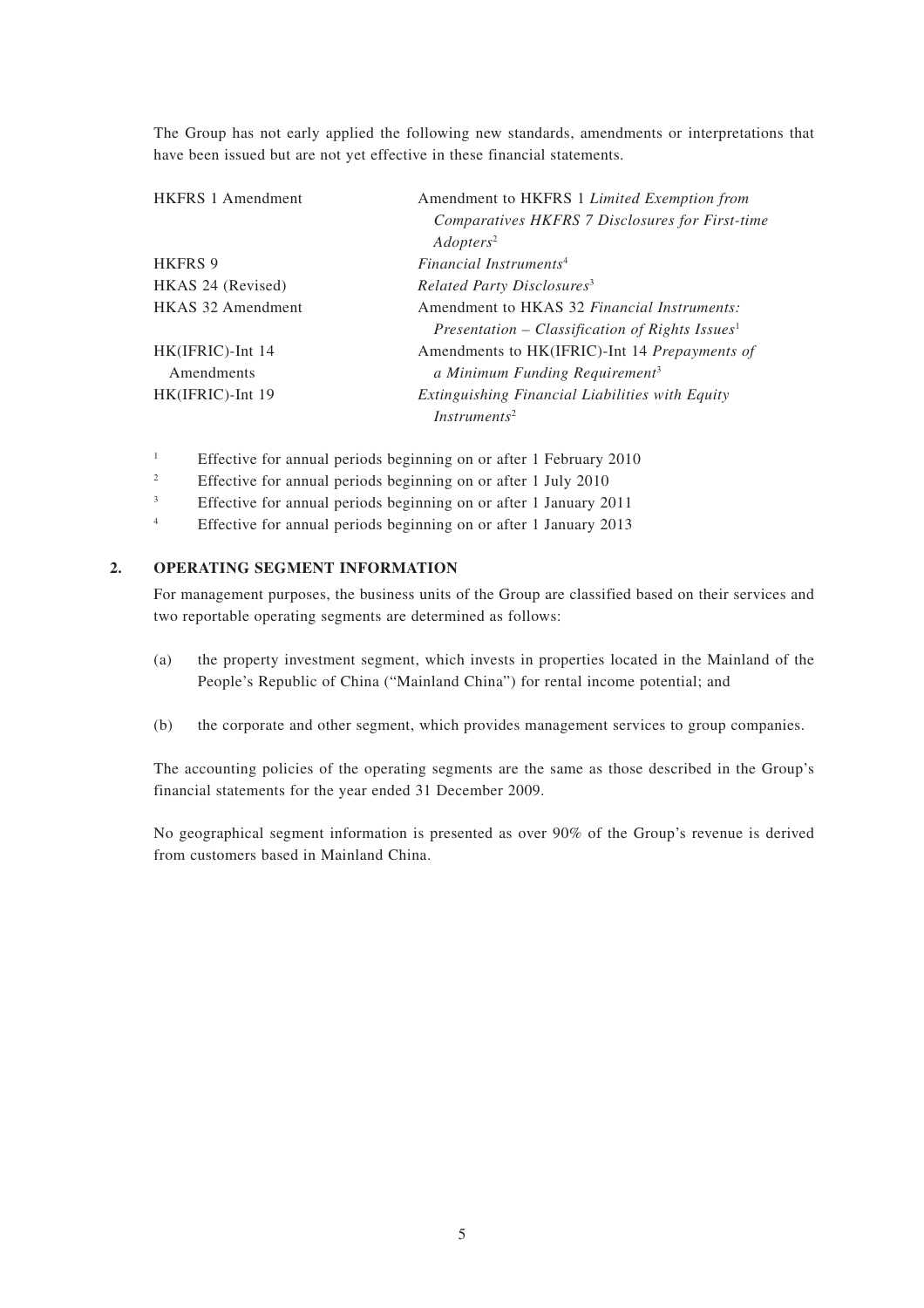The Group has not early applied the following new standards, amendments or interpretations that have been issued but are not yet effective in these financial statements.

| | |
|---|---|
| HKFRS 1 Amendment | Amendment to HKFRS 1 *Limited Exemption from Comparatives HKFRS 7 Disclosures for First-time Adopters*[2] |
| HKFRS 9 | *Financial Instruments*[4] |
| HKAS 24 (Revised) | *Related Party Disclosures*[3] |
| HKAS 32 Amendment | Amendment to HKAS 32 *Financial Instruments: Presentation – Classification of Rights Issues*[1] |
| HK(IFRIC)-Int 14 Amendments | Amendments to HK(IFRIC)-Int 14 *Prepayments of a Minimum Funding Requirement*[3] |
| HK(IFRIC)-Int 19 | *Extinguishing Financial Liabilities with Equity Instruments*[2] |

[1] Effective for annual periods beginning on or after 1 February 2010

[2] Effective for annual periods beginning on or after 1 July 2010

[3] Effective for annual periods beginning on or after 1 January 2011

[4] Effective for annual periods beginning on or after 1 January 2013

## 2. OPERATING SEGMENT INFORMATION

For management purposes, the business units of the Group are classified based on their services and two reportable operating segments are determined as follows:

(a) the property investment segment, which invests in properties located in the Mainland of the People's Republic of China ("Mainland China") for rental income potential; and

(b) the corporate and other segment, which provides management services to group companies.

The accounting policies of the operating segments are the same as those described in the Group's financial statements for the year ended 31 December 2009.

No geographical segment information is presented as over 90% of the Group's revenue is derived from customers based in Mainland China.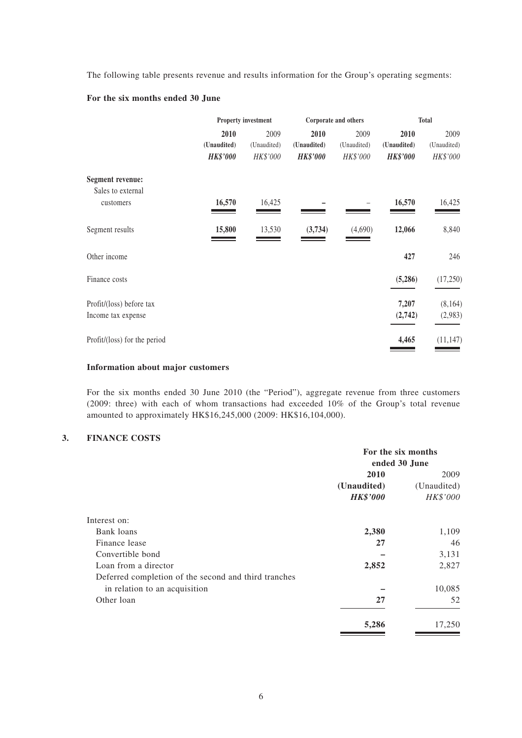The following table presents revenue and results information for the Group's operating segments:

**For the six months ended 30 June**

| | Property investment | | Corporate and others | | Total | |
|---|---|---|---|---|---|---|
| | **2010** | 2009 | **2010** | 2009 | **2010** | 2009 |
| | **(Unaudited)** | (Unaudited) | **(Unaudited)** | (Unaudited) | **(Unaudited)** | (Unaudited) |
| | ***HK$'000*** | *HK$'000* | ***HK$'000*** | *HK$'000* | ***HK$'000*** | *HK$'000* |
| **Segment revenue:** | | | | | | |
| Sales to external customers | **16,570** | 16,425 | **–** | – | **16,570** | 16,425 |
| Segment results | **15,800** | 13,530 | **(3,734)** | (4,690) | **12,066** | 8,840 |
| Other income | | | | | **427** | 246 |
| Finance costs | | | | | **(5,286)** | (17,250) |
| Profit/(loss) before tax | | | | | **7,207** | (8,164) |
| Income tax expense | | | | | **(2,742)** | (2,983) |
| Profit/(loss) for the period | | | | | **4,465** | (11,147) |

**Information about major customers**

For the six months ended 30 June 2010 (the "Period"), aggregate revenue from three customers (2009: three) with each of whom transactions had exceeded 10% of the Group's total revenue amounted to approximately HK$16,245,000 (2009: HK$16,104,000).

## 3. FINANCE COSTS

| | For the six months ended 30 June | |
|---|---|---|
| | **2010** | 2009 |
| | **(Unaudited)** | (Unaudited) |
| | ***HK$'000*** | *HK$'000* |
| Interest on: | | |
| Bank loans | **2,380** | 1,109 |
| Finance lease | **27** | 46 |
| Convertible bond | **–** | 3,131 |
| Loan from a director | **2,852** | 2,827 |
| Deferred completion of the second and third tranches in relation to an acquisition | **–** | 10,085 |
| Other loan | **27** | 52 |
| | **5,286** | 17,250 |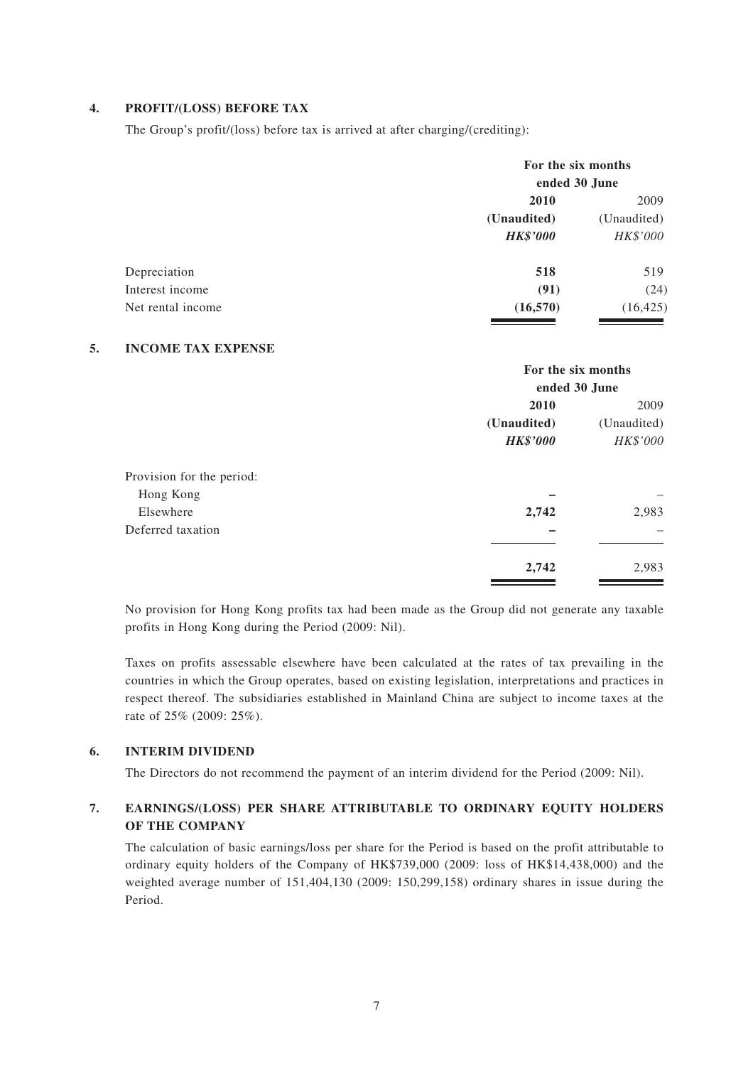## 4. PROFIT/(LOSS) BEFORE TAX

The Group's profit/(loss) before tax is arrived at after charging/(crediting):

| | For the six months ended 30 June | |
|---|---|---|
| | **2010** | 2009 |
| | **(Unaudited)** | (Unaudited) |
| | ***HK$'000*** | *HK$'000* |
| Depreciation | **518** | 519 |
| Interest income | **(91)** | (24) |
| Net rental income | **(16,570)** | (16,425) |

## 5. INCOME TAX EXPENSE

| | For the six months ended 30 June | |
|---|---|---|
| | **2010** | 2009 |
| | **(Unaudited)** | (Unaudited) |
| | ***HK$'000*** | *HK$'000* |
| Provision for the period: | | |
| Hong Kong | **–** | – |
| Elsewhere | **2,742** | 2,983 |
| Deferred taxation | **–** | – |
| | **2,742** | 2,983 |

No provision for Hong Kong profits tax had been made as the Group did not generate any taxable profits in Hong Kong during the Period (2009: Nil).

Taxes on profits assessable elsewhere have been calculated at the rates of tax prevailing in the countries in which the Group operates, based on existing legislation, interpretations and practices in respect thereof. The subsidiaries established in Mainland China are subject to income taxes at the rate of 25% (2009: 25%).

## 6. INTERIM DIVIDEND

The Directors do not recommend the payment of an interim dividend for the Period (2009: Nil).

## 7. EARNINGS/(LOSS) PER SHARE ATTRIBUTABLE TO ORDINARY EQUITY HOLDERS OF THE COMPANY

The calculation of basic earnings/loss per share for the Period is based on the profit attributable to ordinary equity holders of the Company of HK$739,000 (2009: loss of HK$14,438,000) and the weighted average number of 151,404,130 (2009: 150,299,158) ordinary shares in issue during the Period.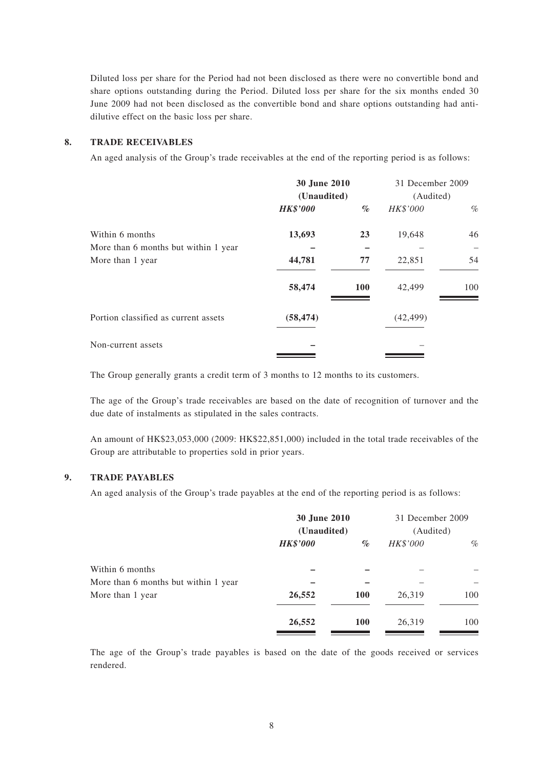Diluted loss per share for the Period had not been disclosed as there were no convertible bond and share options outstanding during the Period. Diluted loss per share for the six months ended 30 June 2009 had not been disclosed as the convertible bond and share options outstanding had anti-dilutive effect on the basic loss per share.

## 8. TRADE RECEIVABLES

An aged analysis of the Group's trade receivables at the end of the reporting period is as follows:

| | **30 June 2010 (Unaudited)** | | 31 December 2009 (Audited) | |
|---|---|---|---|---|
| | ***HK$'000*** | ***%*** | *HK$'000* | *%* |
| Within 6 months | **13,693** | **23** | 19,648 | 46 |
| More than 6 months but within 1 year | **–** | **–** | – | – |
| More than 1 year | **44,781** | **77** | 22,851 | 54 |
| | **58,474** | **100** | 42,499 | 100 |
| Portion classified as current assets | **(58,474)** | | (42,499) | |
| Non-current assets | **–** | | – | |

The Group generally grants a credit term of 3 months to 12 months to its customers.

The age of the Group's trade receivables are based on the date of recognition of turnover and the due date of instalments as stipulated in the sales contracts.

An amount of HK$23,053,000 (2009: HK$22,851,000) included in the total trade receivables of the Group are attributable to properties sold in prior years.

## 9. TRADE PAYABLES

An aged analysis of the Group's trade payables at the end of the reporting period is as follows:

| | **30 June 2010 (Unaudited)** | | 31 December 2009 (Audited) | |
|---|---|---|---|---|
| | ***HK$'000*** | ***%*** | *HK$'000* | *%* |
| Within 6 months | **–** | **–** | – | – |
| More than 6 months but within 1 year | **–** | **–** | – | – |
| More than 1 year | **26,552** | **100** | 26,319 | 100 |
| | **26,552** | **100** | 26,319 | 100 |

The age of the Group's trade payables is based on the date of the goods received or services rendered.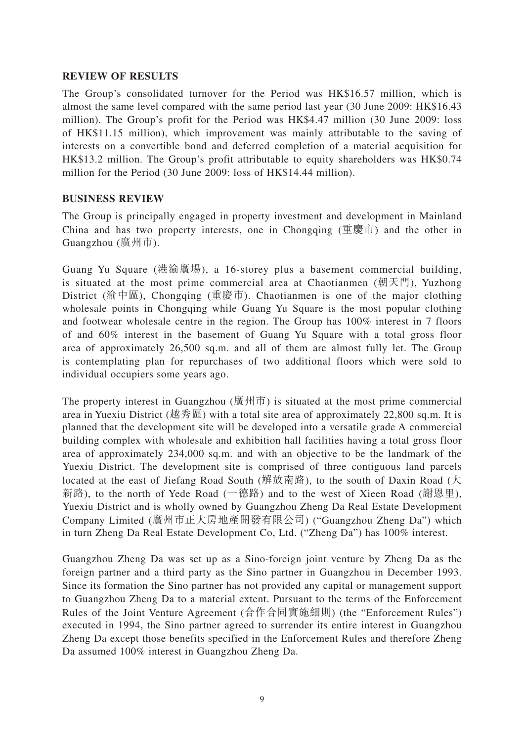## REVIEW OF RESULTS

The Group's consolidated turnover for the Period was HK$16.57 million, which is almost the same level compared with the same period last year (30 June 2009: HK$16.43 million). The Group's profit for the Period was HK$4.47 million (30 June 2009: loss of HK$11.15 million), which improvement was mainly attributable to the saving of interests on a convertible bond and deferred completion of a material acquisition for HK$13.2 million. The Group's profit attributable to equity shareholders was HK$0.74 million for the Period (30 June 2009: loss of HK$14.44 million).

## BUSINESS REVIEW

The Group is principally engaged in property investment and development in Mainland China and has two property interests, one in Chongqing (重慶市) and the other in Guangzhou (廣州市).

Guang Yu Square (港渝廣場), a 16-storey plus a basement commercial building, is situated at the most prime commercial area at Chaotianmen (朝天門), Yuzhong District (渝中區), Chongqing (重慶市). Chaotianmen is one of the major clothing wholesale points in Chongqing while Guang Yu Square is the most popular clothing and footwear wholesale centre in the region. The Group has 100% interest in 7 floors of and 60% interest in the basement of Guang Yu Square with a total gross floor area of approximately 26,500 sq.m. and all of them are almost fully let. The Group is contemplating plan for repurchases of two additional floors which were sold to individual occupiers some years ago.

The property interest in Guangzhou (廣州市) is situated at the most prime commercial area in Yuexiu District (越秀區) with a total site area of approximately 22,800 sq.m. It is planned that the development site will be developed into a versatile grade A commercial building complex with wholesale and exhibition hall facilities having a total gross floor area of approximately 234,000 sq.m. and with an objective to be the landmark of the Yuexiu District. The development site is comprised of three contiguous land parcels located at the east of Jiefang Road South (解放南路), to the south of Daxin Road (大新路), to the north of Yede Road (一德路) and to the west of Xieen Road (謝恩里), Yuexiu District and is wholly owned by Guangzhou Zheng Da Real Estate Development Company Limited (廣州市正大房地產開發有限公司) ("Guangzhou Zheng Da") which in turn Zheng Da Real Estate Development Co, Ltd. ("Zheng Da") has 100% interest.

Guangzhou Zheng Da was set up as a Sino-foreign joint venture by Zheng Da as the foreign partner and a third party as the Sino partner in Guangzhou in December 1993. Since its formation the Sino partner has not provided any capital or management support to Guangzhou Zheng Da to a material extent. Pursuant to the terms of the Enforcement Rules of the Joint Venture Agreement (合作合同實施細則) (the "Enforcement Rules") executed in 1994, the Sino partner agreed to surrender its entire interest in Guangzhou Zheng Da except those benefits specified in the Enforcement Rules and therefore Zheng Da assumed 100% interest in Guangzhou Zheng Da.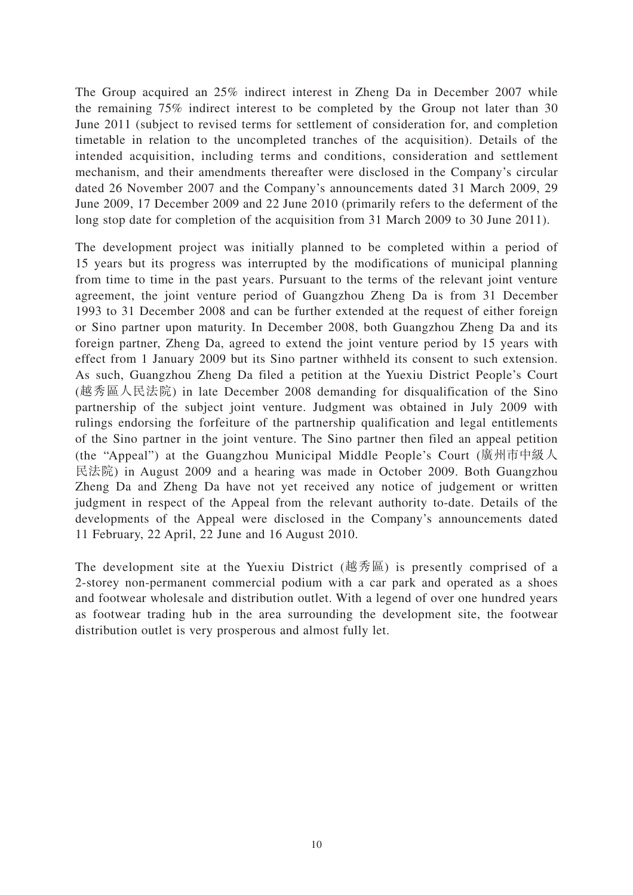The Group acquired an 25% indirect interest in Zheng Da in December 2007 while the remaining 75% indirect interest to be completed by the Group not later than 30 June 2011 (subject to revised terms for settlement of consideration for, and completion timetable in relation to the uncompleted tranches of the acquisition). Details of the intended acquisition, including terms and conditions, consideration and settlement mechanism, and their amendments thereafter were disclosed in the Company's circular dated 26 November 2007 and the Company's announcements dated 31 March 2009, 29 June 2009, 17 December 2009 and 22 June 2010 (primarily refers to the deferment of the long stop date for completion of the acquisition from 31 March 2009 to 30 June 2011).

The development project was initially planned to be completed within a period of 15 years but its progress was interrupted by the modifications of municipal planning from time to time in the past years. Pursuant to the terms of the relevant joint venture agreement, the joint venture period of Guangzhou Zheng Da is from 31 December 1993 to 31 December 2008 and can be further extended at the request of either foreign or Sino partner upon maturity. In December 2008, both Guangzhou Zheng Da and its foreign partner, Zheng Da, agreed to extend the joint venture period by 15 years with effect from 1 January 2009 but its Sino partner withheld its consent to such extension. As such, Guangzhou Zheng Da filed a petition at the Yuexiu District People's Court (越秀區人民法院) in late December 2008 demanding for disqualification of the Sino partnership of the subject joint venture. Judgment was obtained in July 2009 with rulings endorsing the forfeiture of the partnership qualification and legal entitlements of the Sino partner in the joint venture. The Sino partner then filed an appeal petition (the "Appeal") at the Guangzhou Municipal Middle People's Court (廣州市中級人民法院) in August 2009 and a hearing was made in October 2009. Both Guangzhou Zheng Da and Zheng Da have not yet received any notice of judgement or written judgment in respect of the Appeal from the relevant authority to-date. Details of the developments of the Appeal were disclosed in the Company's announcements dated 11 February, 22 April, 22 June and 16 August 2010.

The development site at the Yuexiu District (越秀區) is presently comprised of a 2-storey non-permanent commercial podium with a car park and operated as a shoes and footwear wholesale and distribution outlet. With a legend of over one hundred years as footwear trading hub in the area surrounding the development site, the footwear distribution outlet is very prosperous and almost fully let.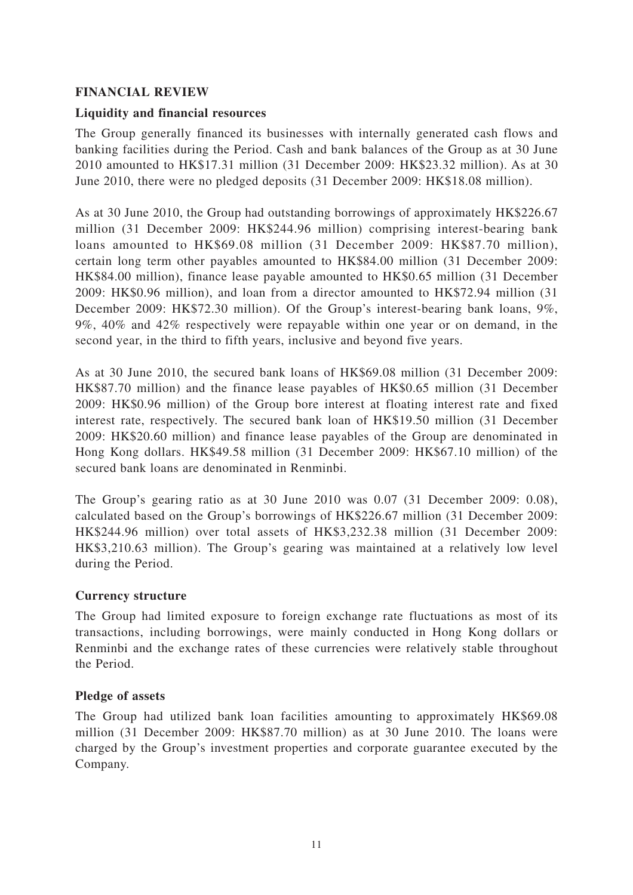## FINANCIAL REVIEW

### Liquidity and financial resources

The Group generally financed its businesses with internally generated cash flows and banking facilities during the Period. Cash and bank balances of the Group as at 30 June 2010 amounted to HK$17.31 million (31 December 2009: HK$23.32 million). As at 30 June 2010, there were no pledged deposits (31 December 2009: HK$18.08 million).

As at 30 June 2010, the Group had outstanding borrowings of approximately HK$226.67 million (31 December 2009: HK$244.96 million) comprising interest-bearing bank loans amounted to HK$69.08 million (31 December 2009: HK$87.70 million), certain long term other payables amounted to HK$84.00 million (31 December 2009: HK$84.00 million), finance lease payable amounted to HK$0.65 million (31 December 2009: HK$0.96 million), and loan from a director amounted to HK$72.94 million (31 December 2009: HK$72.30 million). Of the Group's interest-bearing bank loans, 9%, 9%, 40% and 42% respectively were repayable within one year or on demand, in the second year, in the third to fifth years, inclusive and beyond five years.

As at 30 June 2010, the secured bank loans of HK$69.08 million (31 December 2009: HK$87.70 million) and the finance lease payables of HK$0.65 million (31 December 2009: HK$0.96 million) of the Group bore interest at floating interest rate and fixed interest rate, respectively. The secured bank loan of HK$19.50 million (31 December 2009: HK$20.60 million) and finance lease payables of the Group are denominated in Hong Kong dollars. HK$49.58 million (31 December 2009: HK$67.10 million) of the secured bank loans are denominated in Renminbi.

The Group's gearing ratio as at 30 June 2010 was 0.07 (31 December 2009: 0.08), calculated based on the Group's borrowings of HK$226.67 million (31 December 2009: HK$244.96 million) over total assets of HK$3,232.38 million (31 December 2009: HK$3,210.63 million). The Group's gearing was maintained at a relatively low level during the Period.

### Currency structure

The Group had limited exposure to foreign exchange rate fluctuations as most of its transactions, including borrowings, were mainly conducted in Hong Kong dollars or Renminbi and the exchange rates of these currencies were relatively stable throughout the Period.

### Pledge of assets

The Group had utilized bank loan facilities amounting to approximately HK$69.08 million (31 December 2009: HK$87.70 million) as at 30 June 2010. The loans were charged by the Group's investment properties and corporate guarantee executed by the Company.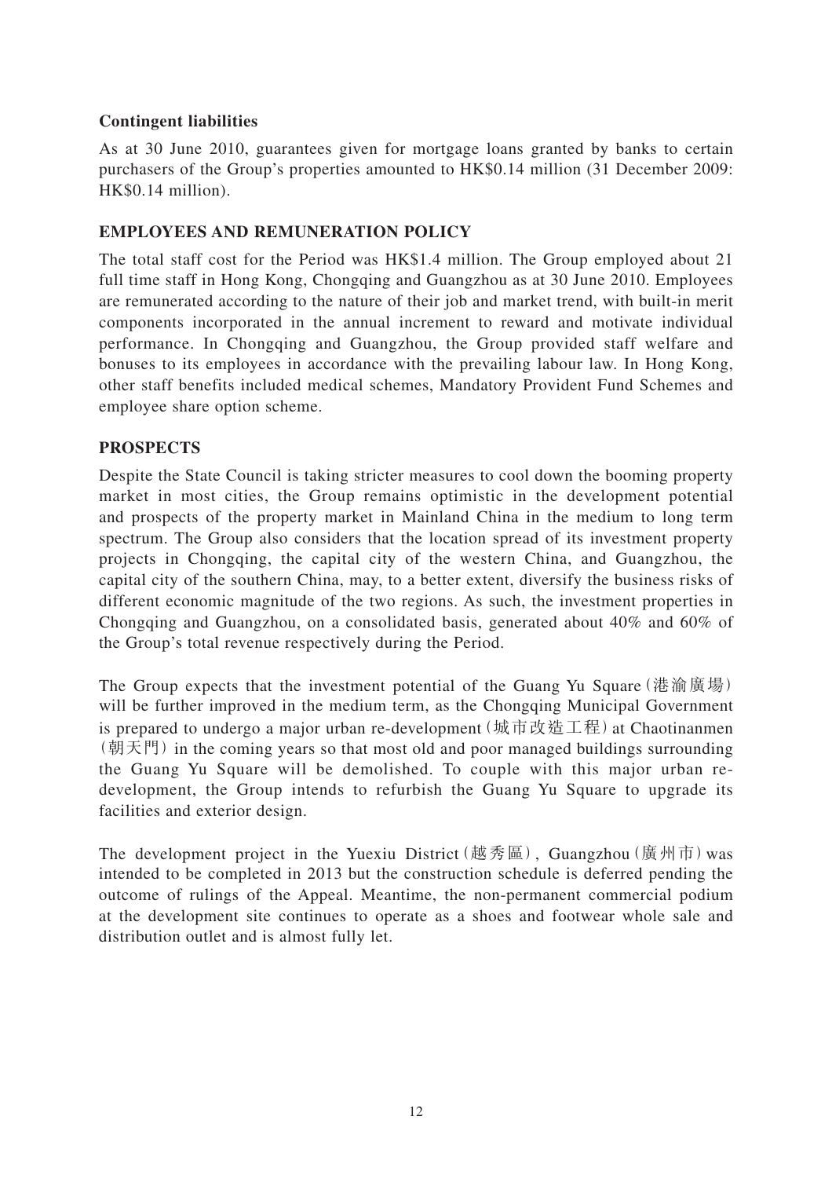**Contingent liabilities**

As at 30 June 2010, guarantees given for mortgage loans granted by banks to certain purchasers of the Group's properties amounted to HK$0.14 million (31 December 2009: HK$0.14 million).

## EMPLOYEES AND REMUNERATION POLICY

The total staff cost for the Period was HK$1.4 million. The Group employed about 21 full time staff in Hong Kong, Chongqing and Guangzhou as at 30 June 2010. Employees are remunerated according to the nature of their job and market trend, with built-in merit components incorporated in the annual increment to reward and motivate individual performance. In Chongqing and Guangzhou, the Group provided staff welfare and bonuses to its employees in accordance with the prevailing labour law. In Hong Kong, other staff benefits included medical schemes, Mandatory Provident Fund Schemes and employee share option scheme.

## PROSPECTS

Despite the State Council is taking stricter measures to cool down the booming property market in most cities, the Group remains optimistic in the development potential and prospects of the property market in Mainland China in the medium to long term spectrum. The Group also considers that the location spread of its investment property projects in Chongqing, the capital city of the western China, and Guangzhou, the capital city of the southern China, may, to a better extent, diversify the business risks of different economic magnitude of the two regions. As such, the investment properties in Chongqing and Guangzhou, on a consolidated basis, generated about 40% and 60% of the Group's total revenue respectively during the Period.

The Group expects that the investment potential of the Guang Yu Square (港渝廣場) will be further improved in the medium term, as the Chongqing Municipal Government is prepared to undergo a major urban re-development (城市改造工程) at Chaotinanmen (朝天門) in the coming years so that most old and poor managed buildings surrounding the Guang Yu Square will be demolished. To couple with this major urban re-development, the Group intends to refurbish the Guang Yu Square to upgrade its facilities and exterior design.

The development project in the Yuexiu District (越秀區), Guangzhou (廣州市) was intended to be completed in 2013 but the construction schedule is deferred pending the outcome of rulings of the Appeal. Meantime, the non-permanent commercial podium at the development site continues to operate as a shoes and footwear whole sale and distribution outlet and is almost fully let.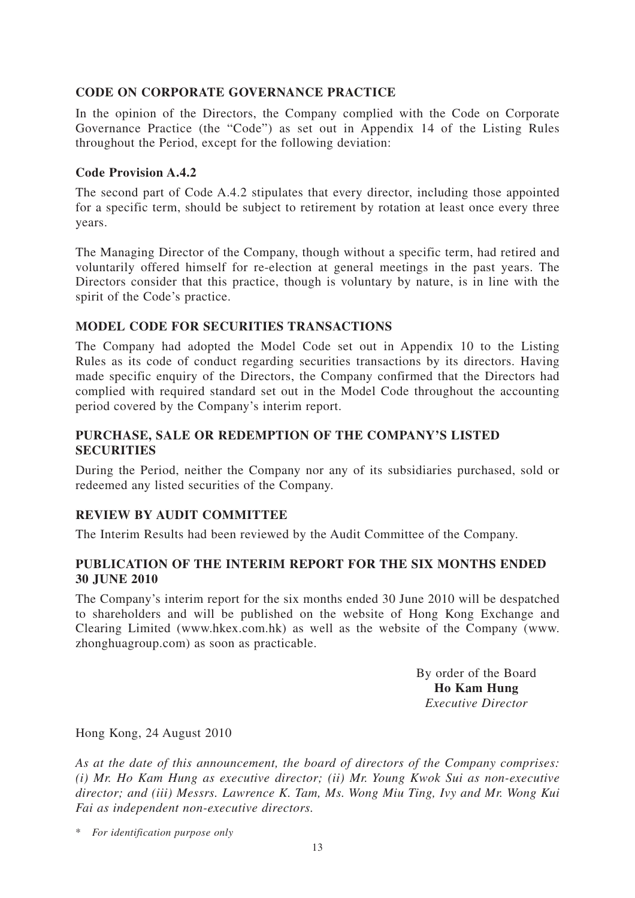## CODE ON CORPORATE GOVERNANCE PRACTICE

In the opinion of the Directors, the Company complied with the Code on Corporate Governance Practice (the "Code") as set out in Appendix 14 of the Listing Rules throughout the Period, except for the following deviation:

### Code Provision A.4.2

The second part of Code A.4.2 stipulates that every director, including those appointed for a specific term, should be subject to retirement by rotation at least once every three years.

The Managing Director of the Company, though without a specific term, had retired and voluntarily offered himself for re-election at general meetings in the past years. The Directors consider that this practice, though is voluntary by nature, is in line with the spirit of the Code's practice.

## MODEL CODE FOR SECURITIES TRANSACTIONS

The Company had adopted the Model Code set out in Appendix 10 to the Listing Rules as its code of conduct regarding securities transactions by its directors. Having made specific enquiry of the Directors, the Company confirmed that the Directors had complied with required standard set out in the Model Code throughout the accounting period covered by the Company's interim report.

## PURCHASE, SALE OR REDEMPTION OF THE COMPANY'S LISTED SECURITIES

During the Period, neither the Company nor any of its subsidiaries purchased, sold or redeemed any listed securities of the Company.

## REVIEW BY AUDIT COMMITTEE

The Interim Results had been reviewed by the Audit Committee of the Company.

## PUBLICATION OF THE INTERIM REPORT FOR THE SIX MONTHS ENDED 30 JUNE 2010

The Company's interim report for the six months ended 30 June 2010 will be despatched to shareholders and will be published on the website of Hong Kong Exchange and Clearing Limited (www.hkex.com.hk) as well as the website of the Company (www.zhonghuagroup.com) as soon as practicable.

By order of the Board
**Ho Kam Hung**
*Executive Director*

Hong Kong, 24 August 2010

*As at the date of this announcement, the board of directors of the Company comprises: (i) Mr. Ho Kam Hung as executive director; (ii) Mr. Young Kwok Sui as non-executive director; and (iii) Messrs. Lawrence K. Tam, Ms. Wong Miu Ting, Ivy and Mr. Wong Kui Fai as independent non-executive directors.*

\* *For identification purpose only*